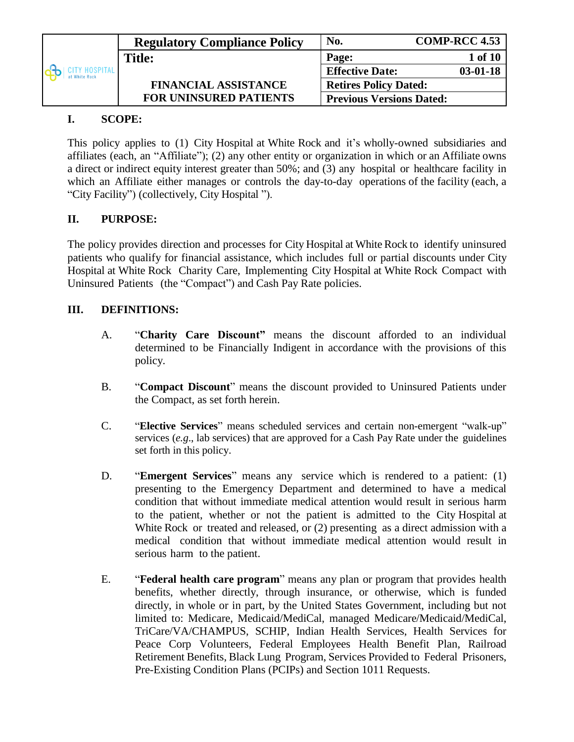| | Regulatory Compliance Policy | No. | COMP-RCC 4.53 |
|---|---|---|---|
| CITY HOSPITAL at White Rock | Title: | Page: | 1 of 10 |
| | FINANCIAL ASSISTANCE FOR UNINSURED PATIENTS | Effective Date: | 03-01-18 |
| | | Retires Policy Dated: | |
| | | Previous Versions Dated: | |

## I. SCOPE:

This policy applies to (1) City Hospital at White Rock and it's wholly-owned subsidiaries and affiliates (each, an "Affiliate"); (2) any other entity or organization in which or an Affiliate owns a direct or indirect equity interest greater than 50%; and (3) any hospital or healthcare facility in which an Affiliate either manages or controls the day-to-day operations of the facility (each, a "City Facility") (collectively, City Hospital ").

## II. PURPOSE:

The policy provides direction and processes for City Hospital at White Rock to identify uninsured patients who qualify for financial assistance, which includes full or partial discounts under City Hospital at White Rock Charity Care, Implementing City Hospital at White Rock Compact with Uninsured Patients (the "Compact") and Cash Pay Rate policies.

## III. DEFINITIONS:

A. "**Charity Care Discount"** means the discount afforded to an individual determined to be Financially Indigent in accordance with the provisions of this policy.

B. "**Compact Discount**" means the discount provided to Uninsured Patients under the Compact, as set forth herein.

C. "**Elective Services**" means scheduled services and certain non-emergent "walk-up" services (*e.g*., lab services) that are approved for a Cash Pay Rate under the guidelines set forth in this policy.

D. "**Emergent Services**" means any service which is rendered to a patient: (1) presenting to the Emergency Department and determined to have a medical condition that without immediate medical attention would result in serious harm to the patient, whether or not the patient is admitted to the City Hospital at White Rock or treated and released, or (2) presenting as a direct admission with a medical condition that without immediate medical attention would result in serious harm to the patient.

E. "**Federal health care program**" means any plan or program that provides health benefits, whether directly, through insurance, or otherwise, which is funded directly, in whole or in part, by the United States Government, including but not limited to: Medicare, Medicaid/MediCal, managed Medicare/Medicaid/MediCal, TriCare/VA/CHAMPUS, SCHIP, Indian Health Services, Health Services for Peace Corp Volunteers, Federal Employees Health Benefit Plan, Railroad Retirement Benefits, Black Lung Program, Services Provided to Federal Prisoners, Pre-Existing Condition Plans (PCIPs) and Section 1011 Requests.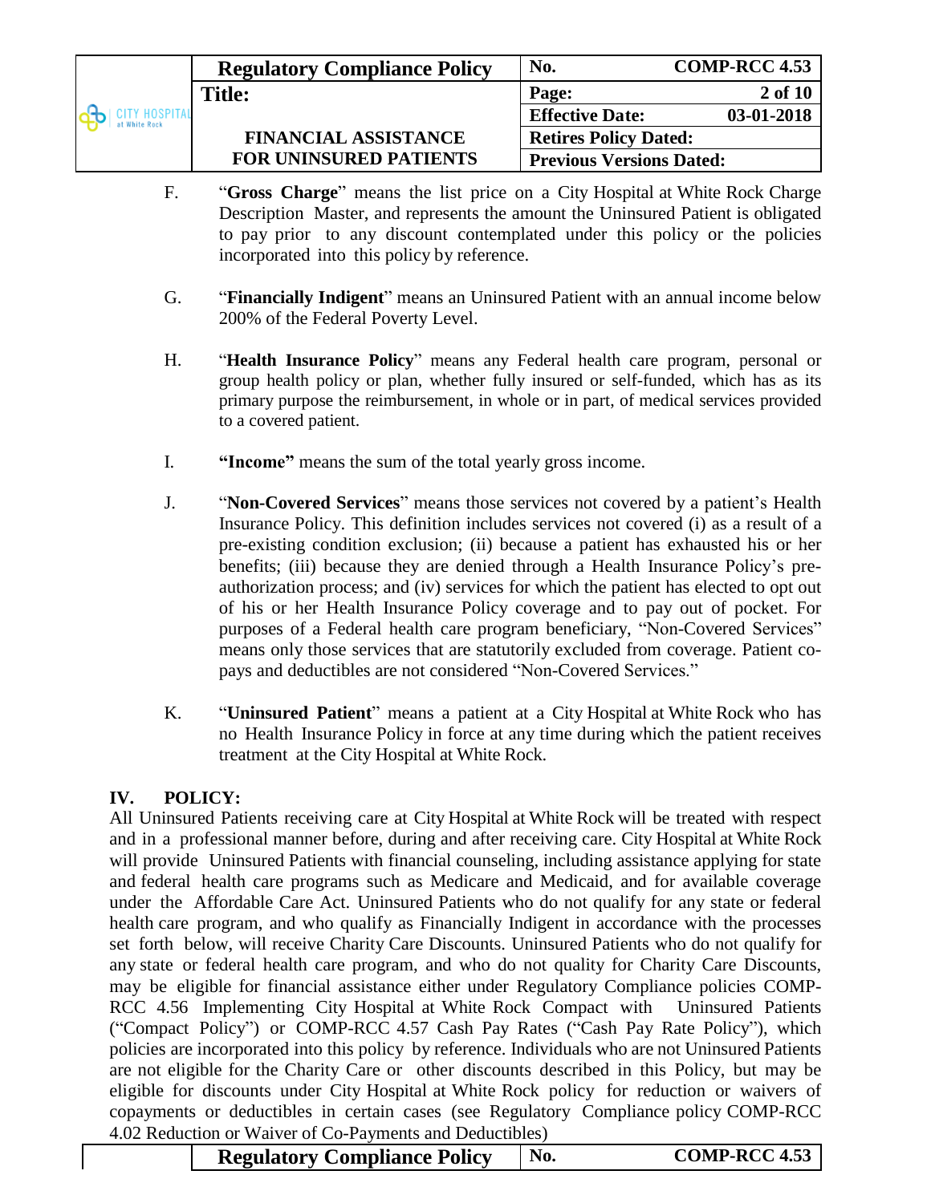F. "**Gross Charge**" means the list price on a City Hospital at White Rock Charge Description Master, and represents the amount the Uninsured Patient is obligated to pay prior to any discount contemplated under this policy or the policies incorporated into this policy by reference.

G. "**Financially Indigent**" means an Uninsured Patient with an annual income below 200% of the Federal Poverty Level.

H. "**Health Insurance Policy**" means any Federal health care program, personal or group health policy or plan, whether fully insured or self-funded, which has as its primary purpose the reimbursement, in whole or in part, of medical services provided to a covered patient.

I. **"Income"** means the sum of the total yearly gross income.

J. "**Non-Covered Services**" means those services not covered by a patient's Health Insurance Policy. This definition includes services not covered (i) as a result of a pre-existing condition exclusion; (ii) because a patient has exhausted his or her benefits; (iii) because they are denied through a Health Insurance Policy's pre-authorization process; and (iv) services for which the patient has elected to opt out of his or her Health Insurance Policy coverage and to pay out of pocket. For purposes of a Federal health care program beneficiary, "Non-Covered Services" means only those services that are statutorily excluded from coverage. Patient co-pays and deductibles are not considered "Non-Covered Services."

K. "**Uninsured Patient**" means a patient at a City Hospital at White Rock who has no Health Insurance Policy in force at any time during which the patient receives treatment at the City Hospital at White Rock.

## IV. POLICY:

All Uninsured Patients receiving care at City Hospital at White Rock will be treated with respect and in a professional manner before, during and after receiving care. City Hospital at White Rock will provide Uninsured Patients with financial counseling, including assistance applying for state and federal health care programs such as Medicare and Medicaid, and for available coverage under the Affordable Care Act. Uninsured Patients who do not qualify for any state or federal health care program, and who qualify as Financially Indigent in accordance with the processes set forth below, will receive Charity Care Discounts. Uninsured Patients who do not qualify for any state or federal health care program, and who do not quality for Charity Care Discounts, may be eligible for financial assistance either under Regulatory Compliance policies COMP-RCC 4.56 Implementing City Hospital at White Rock Compact with Uninsured Patients ("Compact Policy") or COMP-RCC 4.57 Cash Pay Rates ("Cash Pay Rate Policy"), which policies are incorporated into this policy by reference. Individuals who are not Uninsured Patients are not eligible for the Charity Care or other discounts described in this Policy, but may be eligible for discounts under City Hospital at White Rock policy for reduction or waivers of copayments or deductibles in certain cases (see Regulatory Compliance policy COMP-RCC 4.02 Reduction or Waiver of Co-Payments and Deductibles)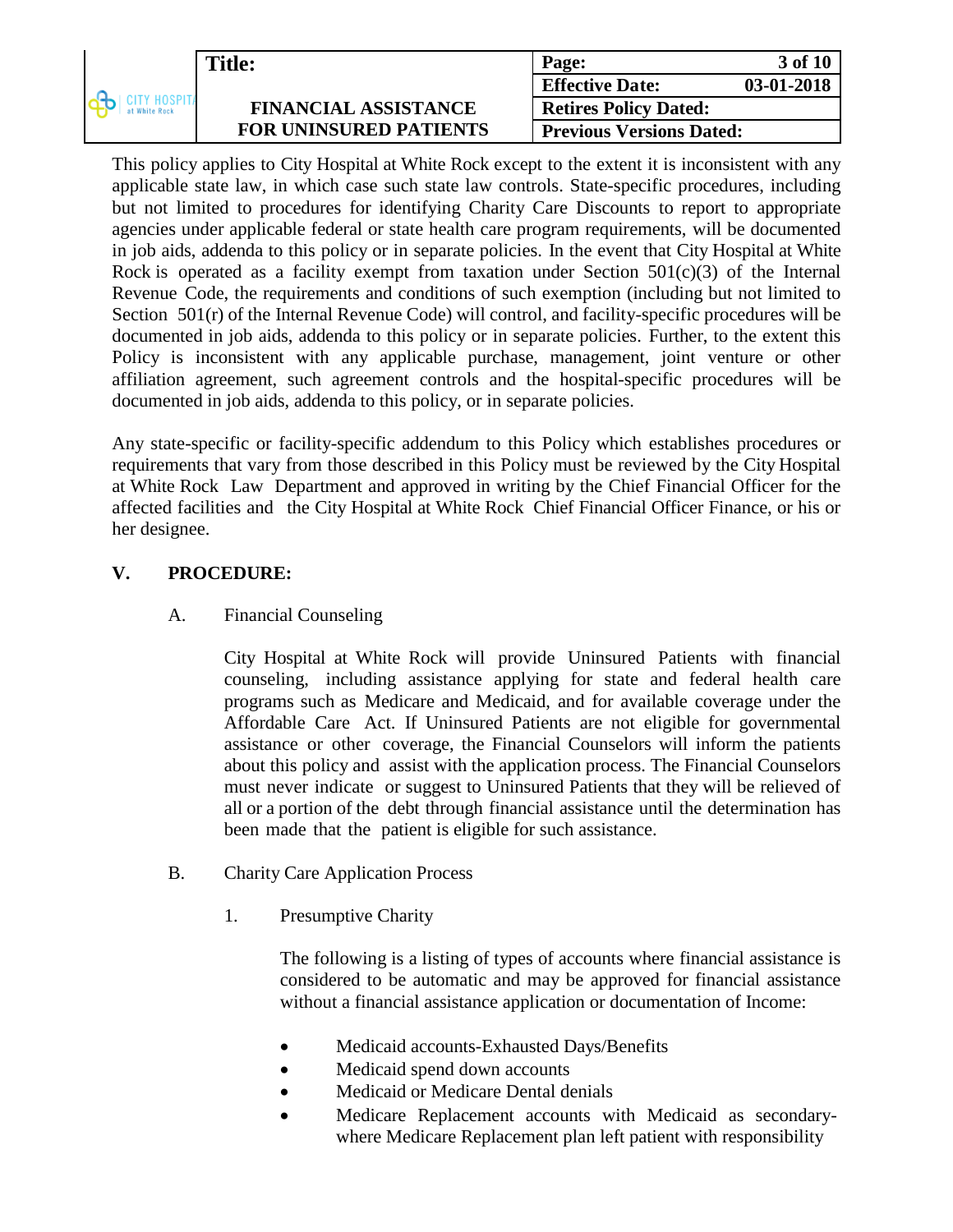This policy applies to City Hospital at White Rock except to the extent it is inconsistent with any applicable state law, in which case such state law controls. State-specific procedures, including but not limited to procedures for identifying Charity Care Discounts to report to appropriate agencies under applicable federal or state health care program requirements, will be documented in job aids, addenda to this policy or in separate policies. In the event that City Hospital at White Rock is operated as a facility exempt from taxation under Section 501(c)(3) of the Internal Revenue Code, the requirements and conditions of such exemption (including but not limited to Section 501(r) of the Internal Revenue Code) will control, and facility-specific procedures will be documented in job aids, addenda to this policy or in separate policies. Further, to the extent this Policy is inconsistent with any applicable purchase, management, joint venture or other affiliation agreement, such agreement controls and the hospital-specific procedures will be documented in job aids, addenda to this policy, or in separate policies.

Any state-specific or facility-specific addendum to this Policy which establishes procedures or requirements that vary from those described in this Policy must be reviewed by the City Hospital at White Rock Law Department and approved in writing by the Chief Financial Officer for the affected facilities and the City Hospital at White Rock Chief Financial Officer Finance, or his or her designee.

## V. PROCEDURE:

### A. Financial Counseling

City Hospital at White Rock will provide Uninsured Patients with financial counseling, including assistance applying for state and federal health care programs such as Medicare and Medicaid, and for available coverage under the Affordable Care Act. If Uninsured Patients are not eligible for governmental assistance or other coverage, the Financial Counselors will inform the patients about this policy and assist with the application process. The Financial Counselors must never indicate or suggest to Uninsured Patients that they will be relieved of all or a portion of the debt through financial assistance until the determination has been made that the patient is eligible for such assistance.

### B. Charity Care Application Process

#### 1. Presumptive Charity

The following is a listing of types of accounts where financial assistance is considered to be automatic and may be approved for financial assistance without a financial assistance application or documentation of Income:

- Medicaid accounts-Exhausted Days/Benefits
- Medicaid spend down accounts
- Medicaid or Medicare Dental denials
- Medicare Replacement accounts with Medicaid as secondary-where Medicare Replacement plan left patient with responsibility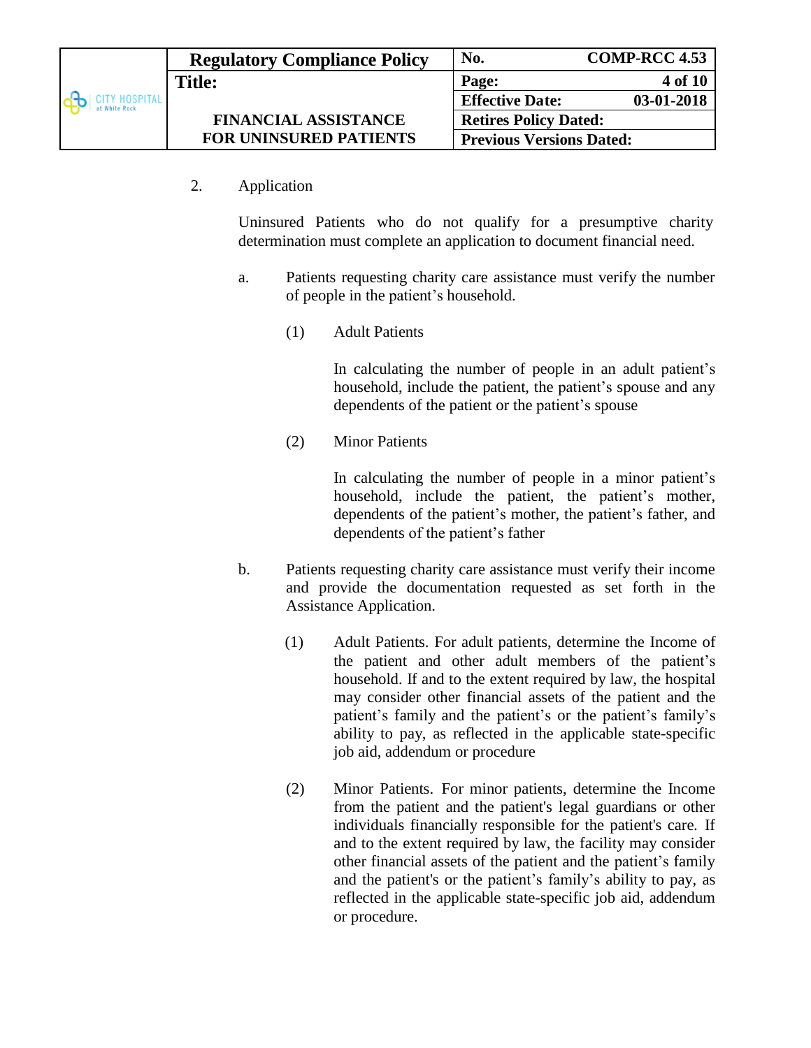2. Application

Uninsured Patients who do not qualify for a presumptive charity determination must complete an application to document financial need.

a. Patients requesting charity care assistance must verify the number of people in the patient's household.

(1) Adult Patients

In calculating the number of people in an adult patient's household, include the patient, the patient's spouse and any dependents of the patient or the patient's spouse

(2) Minor Patients

In calculating the number of people in a minor patient's household, include the patient, the patient's mother, dependents of the patient's mother, the patient's father, and dependents of the patient's father

b. Patients requesting charity care assistance must verify their income and provide the documentation requested as set forth in the Assistance Application.

(1) Adult Patients. For adult patients, determine the Income of the patient and other adult members of the patient's household. If and to the extent required by law, the hospital may consider other financial assets of the patient and the patient's family and the patient's or the patient's family's ability to pay, as reflected in the applicable state-specific job aid, addendum or procedure

(2) Minor Patients. For minor patients, determine the Income from the patient and the patient's legal guardians or other individuals financially responsible for the patient's care. If and to the extent required by law, the facility may consider other financial assets of the patient and the patient's family and the patient's or the patient's family's ability to pay, as reflected in the applicable state-specific job aid, addendum or procedure.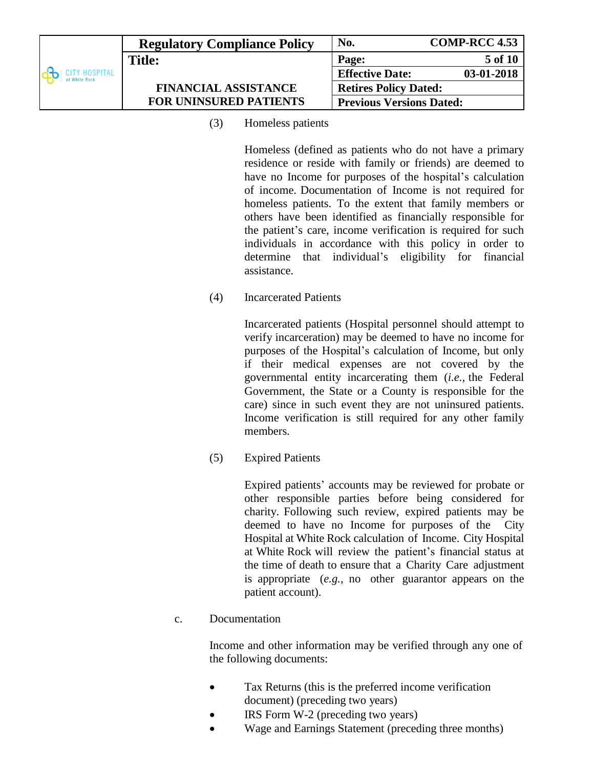(3) Homeless patients

Homeless (defined as patients who do not have a primary residence or reside with family or friends) are deemed to have no Income for purposes of the hospital's calculation of income. Documentation of Income is not required for homeless patients. To the extent that family members or others have been identified as financially responsible for the patient's care, income verification is required for such individuals in accordance with this policy in order to determine that individual's eligibility for financial assistance.

(4) Incarcerated Patients

Incarcerated patients (Hospital personnel should attempt to verify incarceration) may be deemed to have no income for purposes of the Hospital's calculation of Income, but only if their medical expenses are not covered by the governmental entity incarcerating them (*i.e.*, the Federal Government, the State or a County is responsible for the care) since in such event they are not uninsured patients. Income verification is still required for any other family members.

(5) Expired Patients

Expired patients' accounts may be reviewed for probate or other responsible parties before being considered for charity. Following such review, expired patients may be deemed to have no Income for purposes of the City Hospital at White Rock calculation of Income. City Hospital at White Rock will review the patient's financial status at the time of death to ensure that a Charity Care adjustment is appropriate (*e.g.*, no other guarantor appears on the patient account).

c. Documentation

Income and other information may be verified through any one of the following documents:

- Tax Returns (this is the preferred income verification document) (preceding two years)
- IRS Form W-2 (preceding two years)
- Wage and Earnings Statement (preceding three months)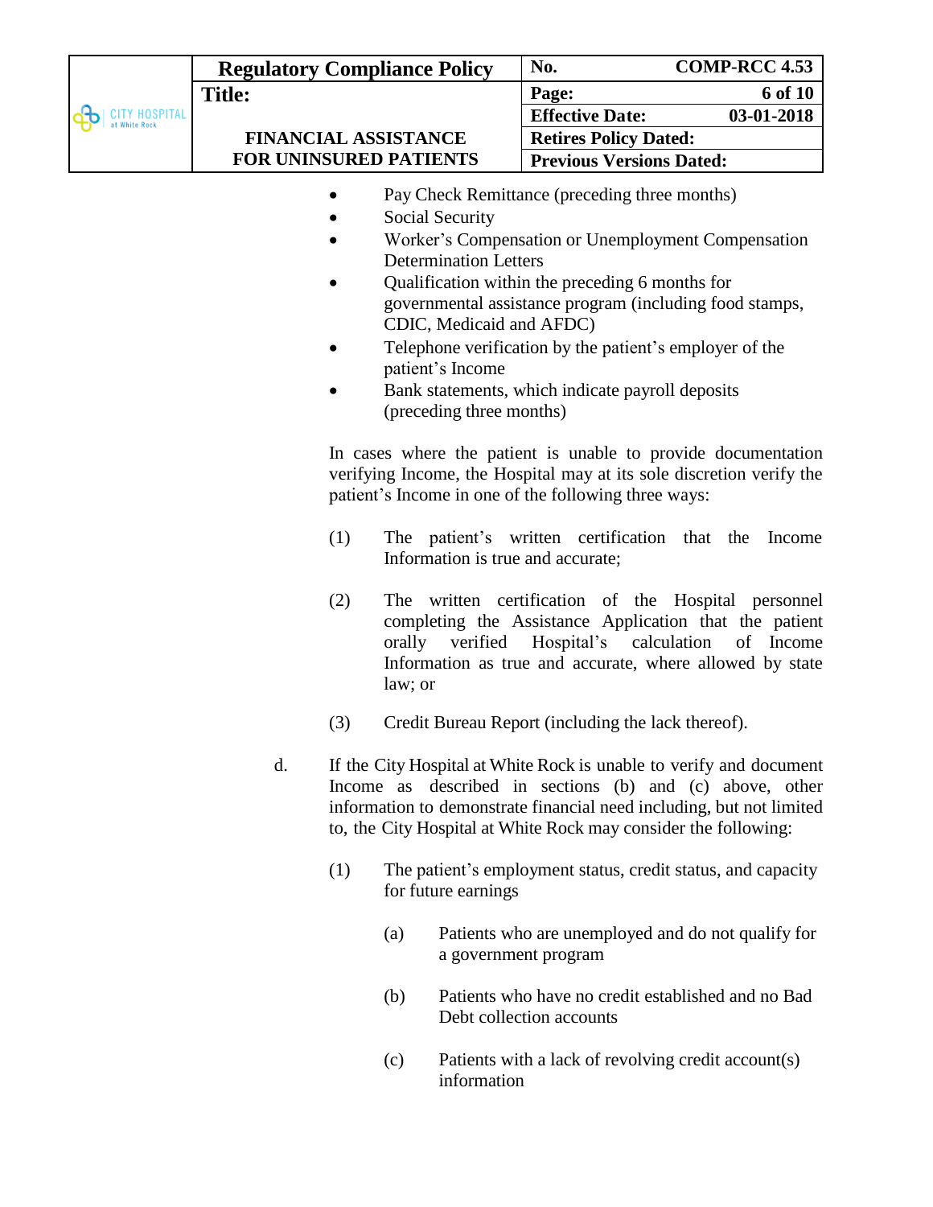- Pay Check Remittance (preceding three months)
- Social Security
- Worker's Compensation or Unemployment Compensation Determination Letters
- Qualification within the preceding 6 months for governmental assistance program (including food stamps, CDIC, Medicaid and AFDC)
- Telephone verification by the patient's employer of the patient's Income
- Bank statements, which indicate payroll deposits (preceding three months)

In cases where the patient is unable to provide documentation verifying Income, the Hospital may at its sole discretion verify the patient's Income in one of the following three ways:

(1) The patient's written certification that the Income Information is true and accurate;

(2) The written certification of the Hospital personnel completing the Assistance Application that the patient orally verified Hospital's calculation of Income Information as true and accurate, where allowed by state law; or

(3) Credit Bureau Report (including the lack thereof).

d. If the City Hospital at White Rock is unable to verify and document Income as described in sections (b) and (c) above, other information to demonstrate financial need including, but not limited to, the City Hospital at White Rock may consider the following:

(1) The patient's employment status, credit status, and capacity for future earnings

(a) Patients who are unemployed and do not qualify for a government program

(b) Patients who have no credit established and no Bad Debt collection accounts

(c) Patients with a lack of revolving credit account(s) information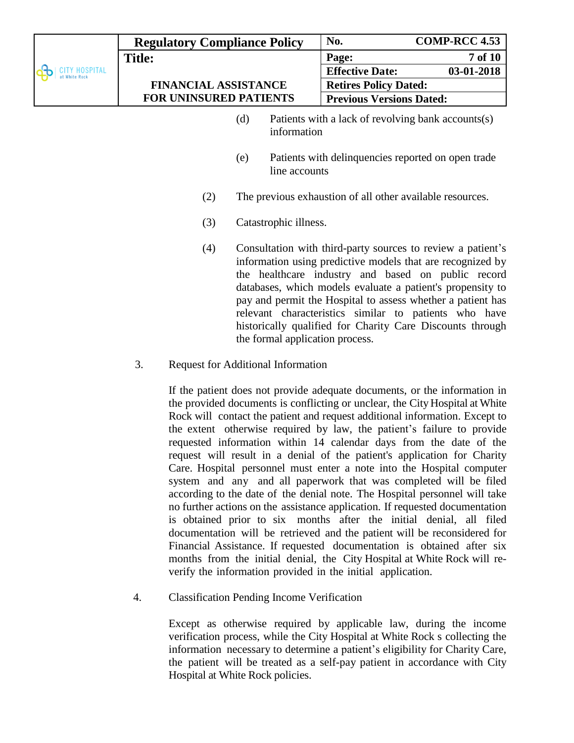(d) Patients with a lack of revolving bank accounts(s) information

(e) Patients with delinquencies reported on open trade line accounts

(2) The previous exhaustion of all other available resources.

(3) Catastrophic illness.

(4) Consultation with third-party sources to review a patient's information using predictive models that are recognized by the healthcare industry and based on public record databases, which models evaluate a patient's propensity to pay and permit the Hospital to assess whether a patient has relevant characteristics similar to patients who have historically qualified for Charity Care Discounts through the formal application process.

3. Request for Additional Information

If the patient does not provide adequate documents, or the information in the provided documents is conflicting or unclear, the City Hospital at White Rock will contact the patient and request additional information. Except to the extent otherwise required by law, the patient's failure to provide requested information within 14 calendar days from the date of the request will result in a denial of the patient's application for Charity Care. Hospital personnel must enter a note into the Hospital computer system and any and all paperwork that was completed will be filed according to the date of the denial note. The Hospital personnel will take no further actions on the assistance application. If requested documentation is obtained prior to six months after the initial denial, all filed documentation will be retrieved and the patient will be reconsidered for Financial Assistance. If requested documentation is obtained after six months from the initial denial, the City Hospital at White Rock will re-verify the information provided in the initial application.

4. Classification Pending Income Verification

Except as otherwise required by applicable law, during the income verification process, while the City Hospital at White Rock s collecting the information necessary to determine a patient's eligibility for Charity Care, the patient will be treated as a self-pay patient in accordance with City Hospital at White Rock policies.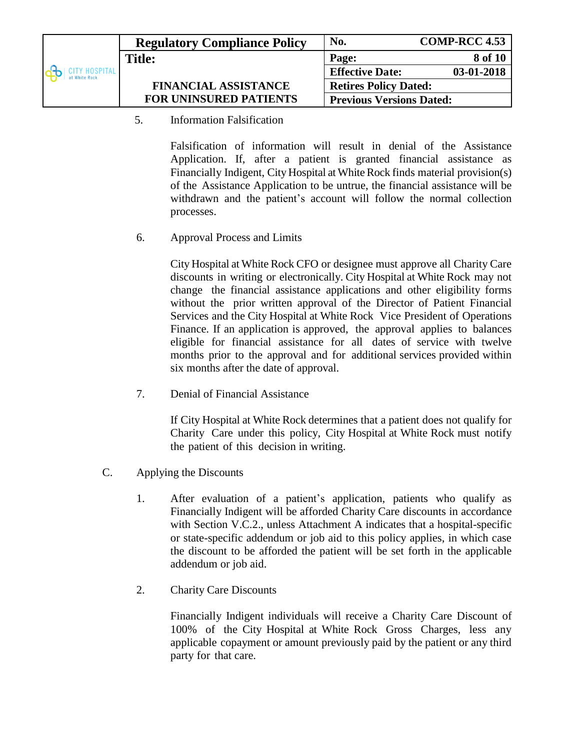5. Information Falsification

   Falsification of information will result in denial of the Assistance Application. If, after a patient is granted financial assistance as Financially Indigent, City Hospital at White Rock finds material provision(s) of the Assistance Application to be untrue, the financial assistance will be withdrawn and the patient's account will follow the normal collection processes.

6. Approval Process and Limits

   City Hospital at White Rock CFO or designee must approve all Charity Care discounts in writing or electronically. City Hospital at White Rock may not change the financial assistance applications and other eligibility forms without the prior written approval of the Director of Patient Financial Services and the City Hospital at White Rock Vice President of Operations Finance. If an application is approved, the approval applies to balances eligible for financial assistance for all dates of service with twelve months prior to the approval and for additional services provided within six months after the date of approval.

7. Denial of Financial Assistance

   If City Hospital at White Rock determines that a patient does not qualify for Charity Care under this policy, City Hospital at White Rock must notify the patient of this decision in writing.

C. Applying the Discounts

1. After evaluation of a patient's application, patients who qualify as Financially Indigent will be afforded Charity Care discounts in accordance with Section V.C.2., unless Attachment A indicates that a hospital-specific or state-specific addendum or job aid to this policy applies, in which case the discount to be afforded the patient will be set forth in the applicable addendum or job aid.

2. Charity Care Discounts

   Financially Indigent individuals will receive a Charity Care Discount of 100% of the City Hospital at White Rock Gross Charges, less any applicable copayment or amount previously paid by the patient or any third party for that care.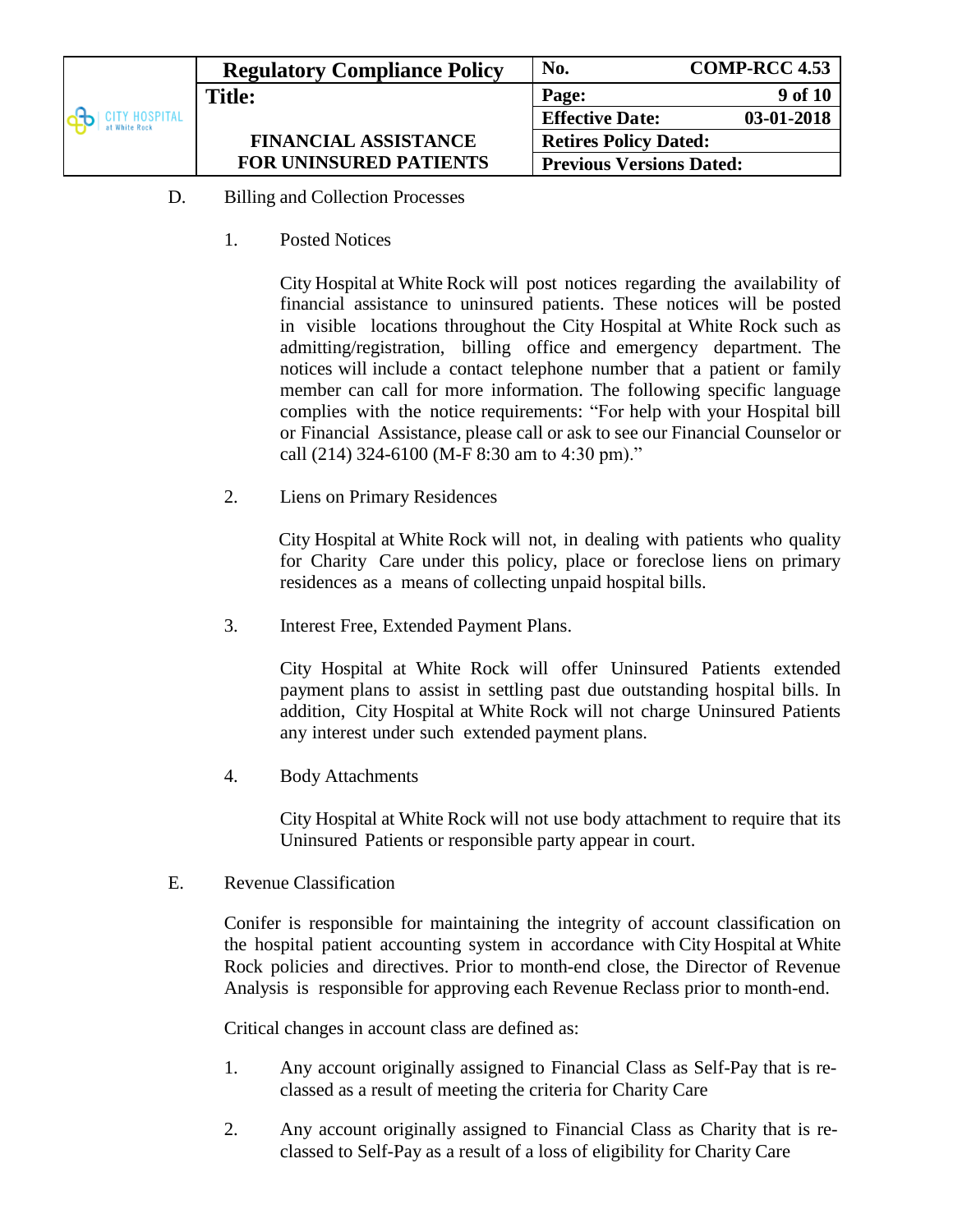D. Billing and Collection Processes

1. Posted Notices

   City Hospital at White Rock will post notices regarding the availability of financial assistance to uninsured patients. These notices will be posted in visible locations throughout the City Hospital at White Rock such as admitting/registration, billing office and emergency department. The notices will include a contact telephone number that a patient or family member can call for more information. The following specific language complies with the notice requirements: "For help with your Hospital bill or Financial Assistance, please call or ask to see our Financial Counselor or call (214) 324-6100 (M-F 8:30 am to 4:30 pm)."

2. Liens on Primary Residences

   City Hospital at White Rock will not, in dealing with patients who quality for Charity Care under this policy, place or foreclose liens on primary residences as a means of collecting unpaid hospital bills.

3. Interest Free, Extended Payment Plans.

   City Hospital at White Rock will offer Uninsured Patients extended payment plans to assist in settling past due outstanding hospital bills. In addition, City Hospital at White Rock will not charge Uninsured Patients any interest under such extended payment plans.

4. Body Attachments

   City Hospital at White Rock will not use body attachment to require that its Uninsured Patients or responsible party appear in court.

E. Revenue Classification

Conifer is responsible for maintaining the integrity of account classification on the hospital patient accounting system in accordance with City Hospital at White Rock policies and directives. Prior to month-end close, the Director of Revenue Analysis is responsible for approving each Revenue Reclass prior to month-end.

Critical changes in account class are defined as:

1. Any account originally assigned to Financial Class as Self-Pay that is re-classed as a result of meeting the criteria for Charity Care

2. Any account originally assigned to Financial Class as Charity that is re-classed to Self-Pay as a result of a loss of eligibility for Charity Care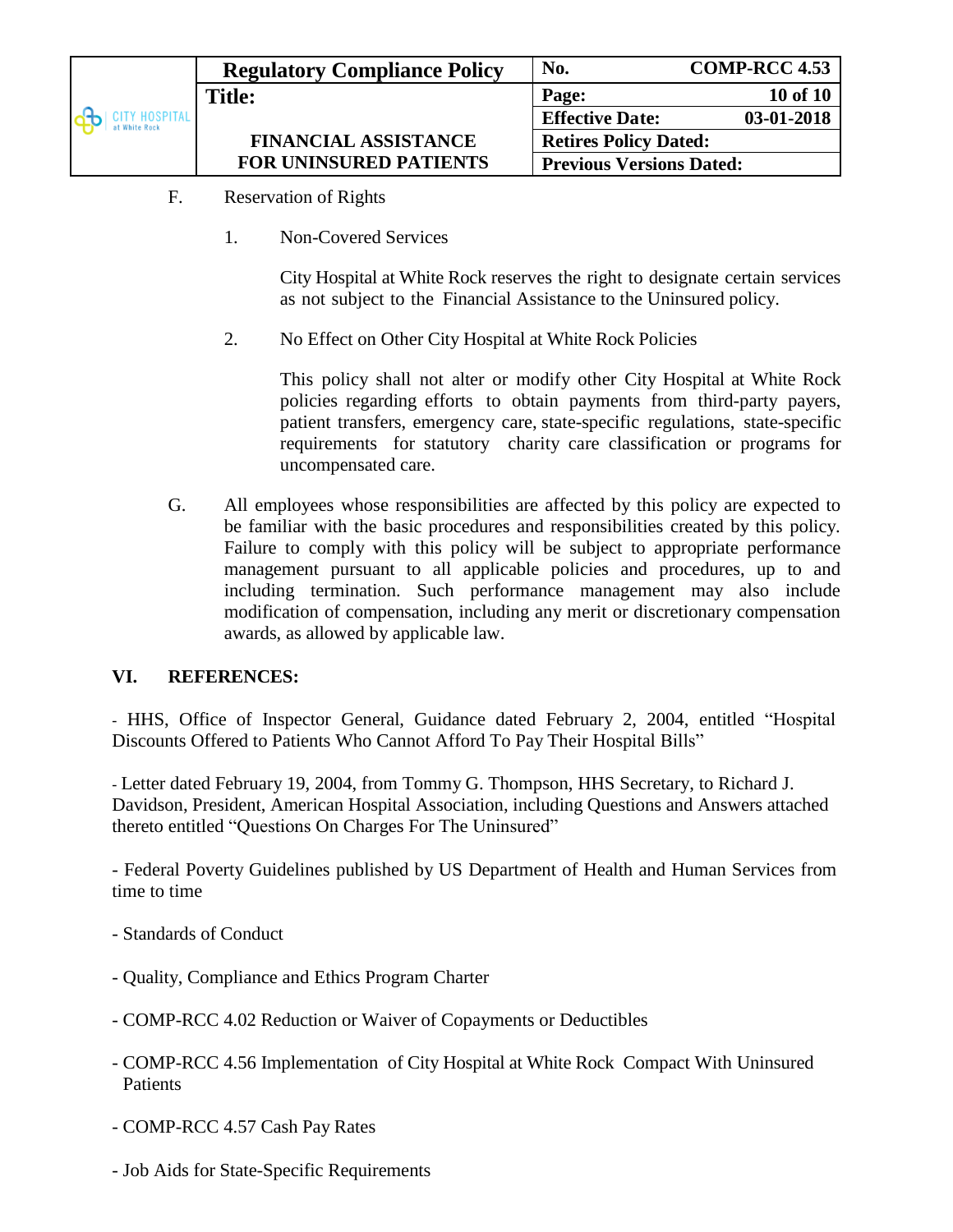F. Reservation of Rights

1. Non-Covered Services

   City Hospital at White Rock reserves the right to designate certain services as not subject to the Financial Assistance to the Uninsured policy.

2. No Effect on Other City Hospital at White Rock Policies

   This policy shall not alter or modify other City Hospital at White Rock policies regarding efforts to obtain payments from third-party payers, patient transfers, emergency care, state-specific regulations, state-specific requirements for statutory charity care classification or programs for uncompensated care.

G. All employees whose responsibilities are affected by this policy are expected to be familiar with the basic procedures and responsibilities created by this policy. Failure to comply with this policy will be subject to appropriate performance management pursuant to all applicable policies and procedures, up to and including termination. Such performance management may also include modification of compensation, including any merit or discretionary compensation awards, as allowed by applicable law.

## VI. REFERENCES:

- HHS, Office of Inspector General, Guidance dated February 2, 2004, entitled "Hospital Discounts Offered to Patients Who Cannot Afford To Pay Their Hospital Bills"

- Letter dated February 19, 2004, from Tommy G. Thompson, HHS Secretary, to Richard J. Davidson, President, American Hospital Association, including Questions and Answers attached thereto entitled "Questions On Charges For The Uninsured"

- Federal Poverty Guidelines published by US Department of Health and Human Services from time to time

- Standards of Conduct

- Quality, Compliance and Ethics Program Charter

- COMP-RCC 4.02 Reduction or Waiver of Copayments or Deductibles

- COMP-RCC 4.56 Implementation of City Hospital at White Rock Compact With Uninsured Patients

- COMP-RCC 4.57 Cash Pay Rates

- Job Aids for State-Specific Requirements